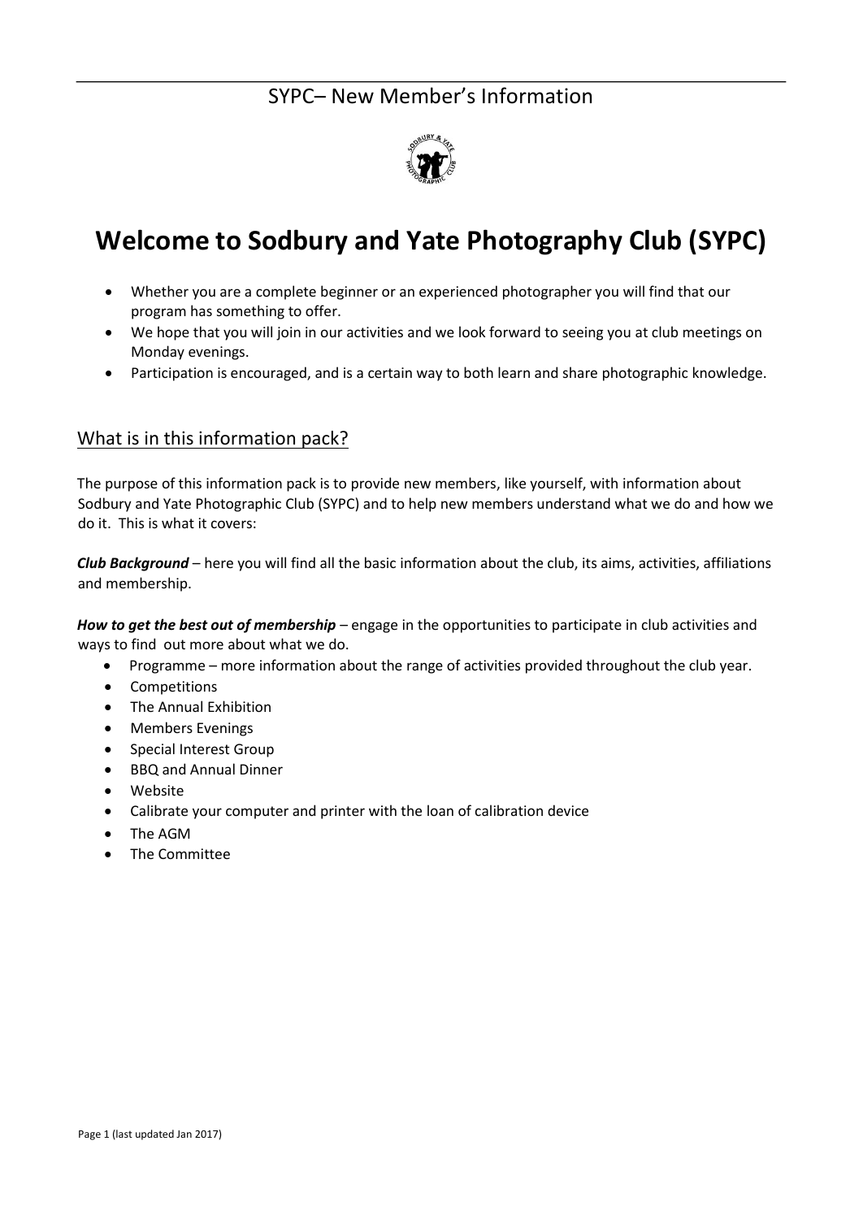SYPC– New Member's Information

# Welcome to Sodbury and Yate Photography Club (SYPC)

- Whether you are a complete beginner or an experienced photographer you will find that our program has something to offer.
- We hope that you will join in our activities and we look forward to seeing you at club meetings on Monday evenings.
- Participation is encouraged, and is a certain way to both learn and share photographic knowledge.

## What is in this information pack?

The purpose of this information pack is to provide new members, like yourself, with information about Sodbury and Yate Photographic Club (SYPC) and to help new members understand what we do and how we do it. This is what it covers:

***Club Background*** – here you will find all the basic information about the club, its aims, activities, affiliations and membership.

***How to get the best out of membership*** – engage in the opportunities to participate in club activities and ways to find out more about what we do.

- Programme – more information about the range of activities provided throughout the club year.
- Competitions
- The Annual Exhibition
- Members Evenings
- Special Interest Group
- BBQ and Annual Dinner
- Website
- Calibrate your computer and printer with the loan of calibration device
- The AGM
- The Committee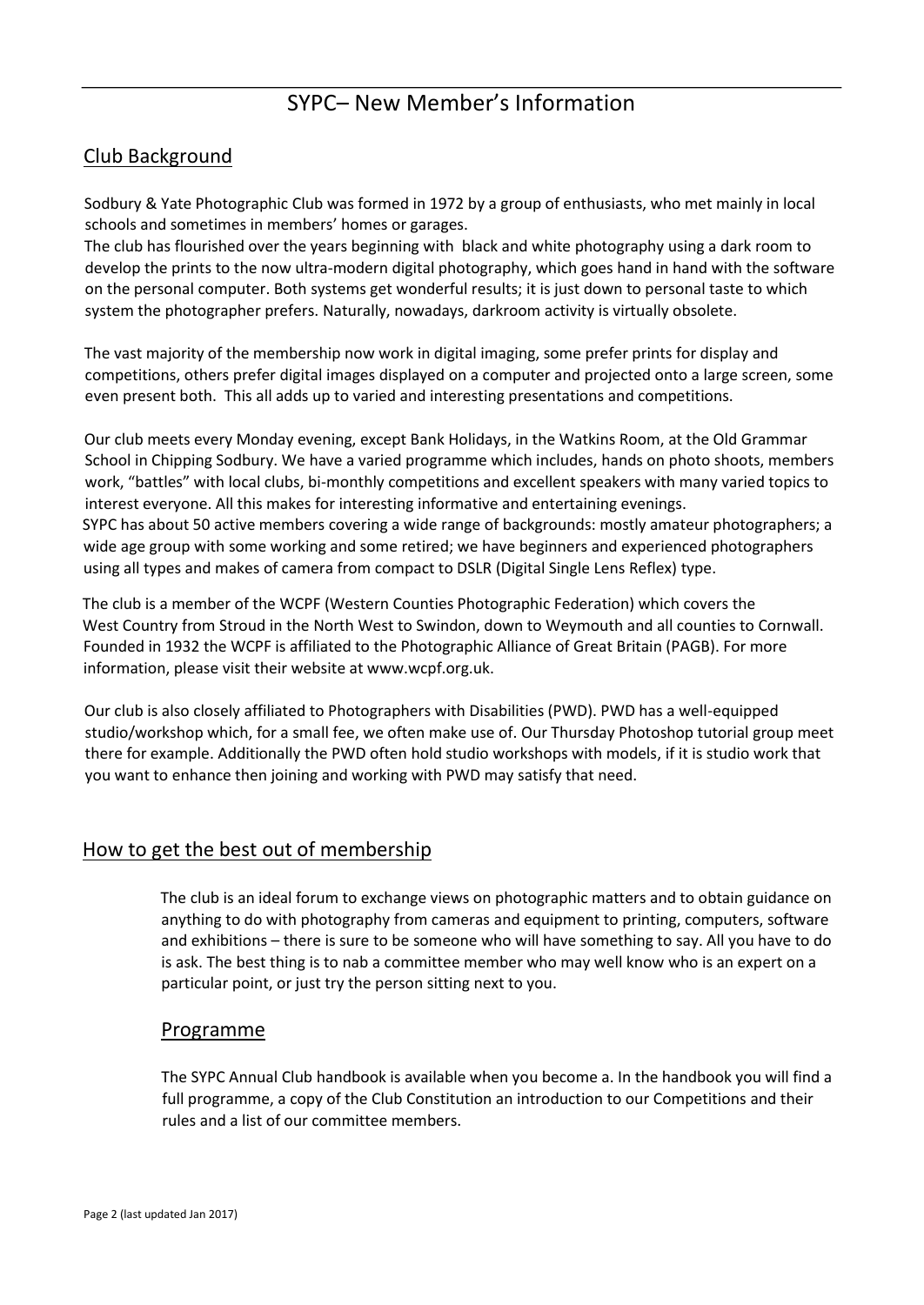# SYPC– New Member's Information

## Club Background

Sodbury & Yate Photographic Club was formed in 1972 by a group of enthusiasts, who met mainly in local schools and sometimes in members' homes or garages.
The club has flourished over the years beginning with black and white photography using a dark room to develop the prints to the now ultra-modern digital photography, which goes hand in hand with the software on the personal computer. Both systems get wonderful results; it is just down to personal taste to which system the photographer prefers. Naturally, nowadays, darkroom activity is virtually obsolete.

The vast majority of the membership now work in digital imaging, some prefer prints for display and competitions, others prefer digital images displayed on a computer and projected onto a large screen, some even present both. This all adds up to varied and interesting presentations and competitions.

Our club meets every Monday evening, except Bank Holidays, in the Watkins Room, at the Old Grammar School in Chipping Sodbury. We have a varied programme which includes, hands on photo shoots, members work, "battles" with local clubs, bi-monthly competitions and excellent speakers with many varied topics to interest everyone. All this makes for interesting informative and entertaining evenings.
SYPC has about 50 active members covering a wide range of backgrounds: mostly amateur photographers; a wide age group with some working and some retired; we have beginners and experienced photographers using all types and makes of camera from compact to DSLR (Digital Single Lens Reflex) type.

The club is a member of the WCPF (Western Counties Photographic Federation) which covers the West Country from Stroud in the North West to Swindon, down to Weymouth and all counties to Cornwall. Founded in 1932 the WCPF is affiliated to the Photographic Alliance of Great Britain (PAGB). For more information, please visit their website at www.wcpf.org.uk.

Our club is also closely affiliated to Photographers with Disabilities (PWD). PWD has a well-equipped studio/workshop which, for a small fee, we often make use of. Our Thursday Photoshop tutorial group meet there for example. Additionally the PWD often hold studio workshops with models, if it is studio work that you want to enhance then joining and working with PWD may satisfy that need.

## How to get the best out of membership

The club is an ideal forum to exchange views on photographic matters and to obtain guidance on anything to do with photography from cameras and equipment to printing, computers, software and exhibitions – there is sure to be someone who will have something to say. All you have to do is ask. The best thing is to nab a committee member who may well know who is an expert on a particular point, or just try the person sitting next to you.

### Programme

The SYPC Annual Club handbook is available when you become a. In the handbook you will find a full programme, a copy of the Club Constitution an introduction to our Competitions and their rules and a list of our committee members.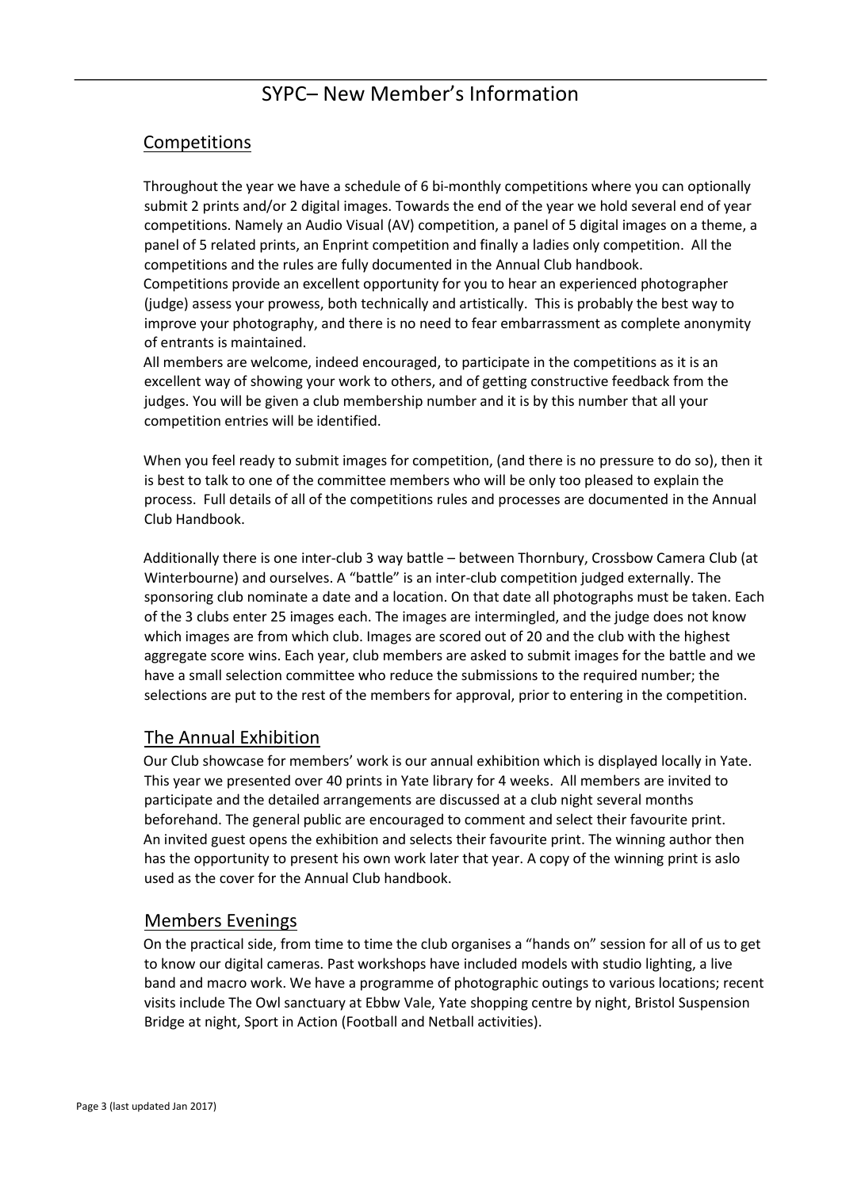# SYPC– New Member's Information

## Competitions

Throughout the year we have a schedule of 6 bi-monthly competitions where you can optionally submit 2 prints and/or 2 digital images. Towards the end of the year we hold several end of year competitions. Namely an Audio Visual (AV) competition, a panel of 5 digital images on a theme, a panel of 5 related prints, an Enprint competition and finally a ladies only competition. All the competitions and the rules are fully documented in the Annual Club handbook.
Competitions provide an excellent opportunity for you to hear an experienced photographer (judge) assess your prowess, both technically and artistically. This is probably the best way to improve your photography, and there is no need to fear embarrassment as complete anonymity of entrants is maintained.
All members are welcome, indeed encouraged, to participate in the competitions as it is an excellent way of showing your work to others, and of getting constructive feedback from the judges. You will be given a club membership number and it is by this number that all your competition entries will be identified.

When you feel ready to submit images for competition, (and there is no pressure to do so), then it is best to talk to one of the committee members who will be only too pleased to explain the process. Full details of all of the competitions rules and processes are documented in the Annual Club Handbook.

Additionally there is one inter-club 3 way battle – between Thornbury, Crossbow Camera Club (at Winterbourne) and ourselves. A "battle" is an inter-club competition judged externally. The sponsoring club nominate a date and a location. On that date all photographs must be taken. Each of the 3 clubs enter 25 images each. The images are intermingled, and the judge does not know which images are from which club. Images are scored out of 20 and the club with the highest aggregate score wins. Each year, club members are asked to submit images for the battle and we have a small selection committee who reduce the submissions to the required number; the selections are put to the rest of the members for approval, prior to entering in the competition.

## The Annual Exhibition

Our Club showcase for members' work is our annual exhibition which is displayed locally in Yate. This year we presented over 40 prints in Yate library for 4 weeks. All members are invited to participate and the detailed arrangements are discussed at a club night several months beforehand. The general public are encouraged to comment and select their favourite print. An invited guest opens the exhibition and selects their favourite print. The winning author then has the opportunity to present his own work later that year. A copy of the winning print is aslo used as the cover for the Annual Club handbook.

## Members Evenings

On the practical side, from time to time the club organises a "hands on" session for all of us to get to know our digital cameras. Past workshops have included models with studio lighting, a live band and macro work. We have a programme of photographic outings to various locations; recent visits include The Owl sanctuary at Ebbw Vale, Yate shopping centre by night, Bristol Suspension Bridge at night, Sport in Action (Football and Netball activities).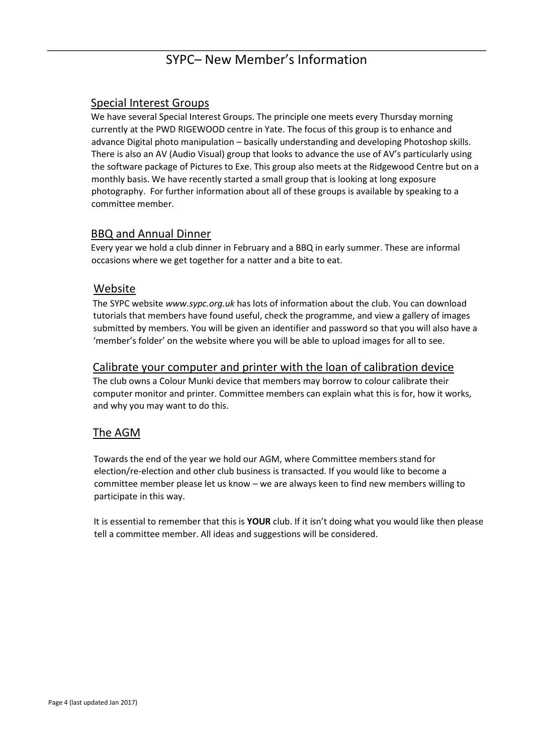# SYPC– New Member's Information

## Special Interest Groups

We have several Special Interest Groups. The principle one meets every Thursday morning currently at the PWD RIGEWOOD centre in Yate. The focus of this group is to enhance and advance Digital photo manipulation – basically understanding and developing Photoshop skills. There is also an AV (Audio Visual) group that looks to advance the use of AV's particularly using the software package of Pictures to Exe. This group also meets at the Ridgewood Centre but on a monthly basis. We have recently started a small group that is looking at long exposure photography. For further information about all of these groups is available by speaking to a committee member.

## BBQ and Annual Dinner

Every year we hold a club dinner in February and a BBQ in early summer. These are informal occasions where we get together for a natter and a bite to eat.

## Website

The SYPC website *www.sypc.org.uk* has lots of information about the club. You can download tutorials that members have found useful, check the programme, and view a gallery of images submitted by members. You will be given an identifier and password so that you will also have a 'member's folder' on the website where you will be able to upload images for all to see.

## Calibrate your computer and printer with the loan of calibration device

The club owns a Colour Munki device that members may borrow to colour calibrate their computer monitor and printer. Committee members can explain what this is for, how it works, and why you may want to do this.

## The AGM

Towards the end of the year we hold our AGM, where Committee members stand for election/re-election and other club business is transacted. If you would like to become a committee member please let us know – we are always keen to find new members willing to participate in this way.

It is essential to remember that this is **YOUR** club. If it isn't doing what you would like then please tell a committee member. All ideas and suggestions will be considered.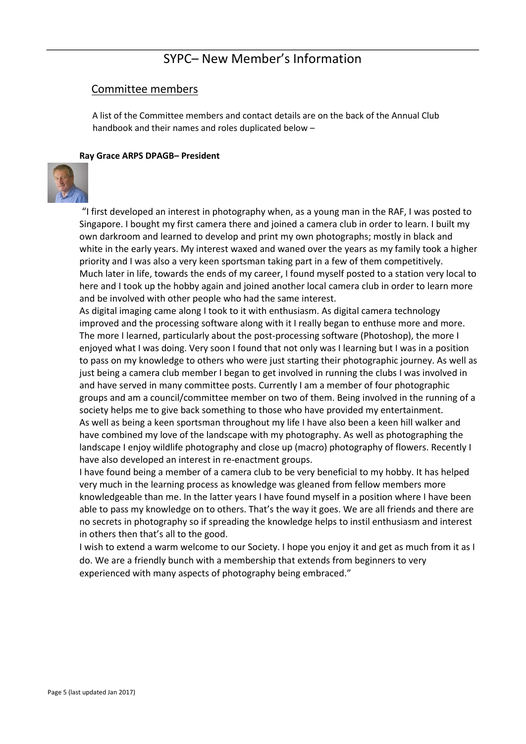# SYPC– New Member's Information

## Committee members

A list of the Committee members and contact details are on the back of the Annual Club handbook and their names and roles duplicated below –

**Ray Grace ARPS DPAGB– President**

"I first developed an interest in photography when, as a young man in the RAF, I was posted to Singapore. I bought my first camera there and joined a camera club in order to learn. I built my own darkroom and learned to develop and print my own photographs; mostly in black and white in the early years. My interest waxed and waned over the years as my family took a higher priority and I was also a very keen sportsman taking part in a few of them competitively.
Much later in life, towards the ends of my career, I found myself posted to a station very local to here and I took up the hobby again and joined another local camera club in order to learn more and be involved with other people who had the same interest.
As digital imaging came along I took to it with enthusiasm. As digital camera technology improved and the processing software along with it I really began to enthuse more and more. The more I learned, particularly about the post-processing software (Photoshop), the more I enjoyed what I was doing. Very soon I found that not only was I learning but I was in a position to pass on my knowledge to others who were just starting their photographic journey. As well as just being a camera club member I began to get involved in running the clubs I was involved in and have served in many committee posts. Currently I am a member of four photographic groups and am a council/committee member on two of them. Being involved in the running of a society helps me to give back something to those who have provided my entertainment.
As well as being a keen sportsman throughout my life I have also been a keen hill walker and have combined my love of the landscape with my photography. As well as photographing the landscape I enjoy wildlife photography and close up (macro) photography of flowers. Recently I have also developed an interest in re-enactment groups.
I have found being a member of a camera club to be very beneficial to my hobby. It has helped very much in the learning process as knowledge was gleaned from fellow members more knowledgeable than me. In the latter years I have found myself in a position where I have been able to pass my knowledge on to others. That's the way it goes. We are all friends and there are no secrets in photography so if spreading the knowledge helps to instil enthusiasm and interest in others then that's all to the good.
I wish to extend a warm welcome to our Society. I hope you enjoy it and get as much from it as I do. We are a friendly bunch with a membership that extends from beginners to very experienced with many aspects of photography being embraced."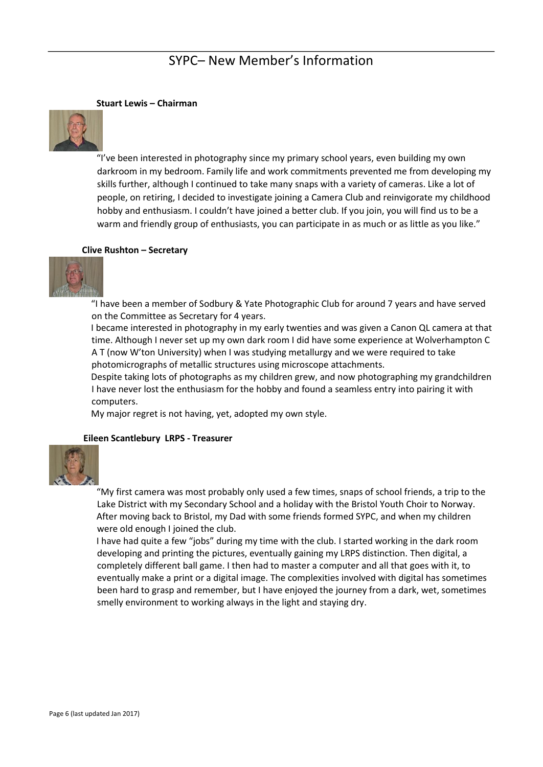# SYPC– New Member's Information

**Stuart Lewis – Chairman**

"I've been interested in photography since my primary school years, even building my own darkroom in my bedroom. Family life and work commitments prevented me from developing my skills further, although I continued to take many snaps with a variety of cameras. Like a lot of people, on retiring, I decided to investigate joining a Camera Club and reinvigorate my childhood hobby and enthusiasm. I couldn't have joined a better club. If you join, you will find us to be a warm and friendly group of enthusiasts, you can participate in as much or as little as you like."

**Clive Rushton – Secretary**

"I have been a member of Sodbury & Yate Photographic Club for around 7 years and have served on the Committee as Secretary for 4 years.

I became interested in photography in my early twenties and was given a Canon QL camera at that time. Although I never set up my own dark room I did have some experience at Wolverhampton C A T (now W'ton University) when I was studying metallurgy and we were required to take photomicrographs of metallic structures using microscope attachments.

Despite taking lots of photographs as my children grew, and now photographing my grandchildren I have never lost the enthusiasm for the hobby and found a seamless entry into pairing it with computers.

My major regret is not having, yet, adopted my own style.

**Eileen Scantlebury LRPS - Treasurer**

"My first camera was most probably only used a few times, snaps of school friends, a trip to the Lake District with my Secondary School and a holiday with the Bristol Youth Choir to Norway. After moving back to Bristol, my Dad with some friends formed SYPC, and when my children were old enough I joined the club.

I have had quite a few "jobs" during my time with the club. I started working in the dark room developing and printing the pictures, eventually gaining my LRPS distinction. Then digital, a completely different ball game. I then had to master a computer and all that goes with it, to eventually make a print or a digital image. The complexities involved with digital has sometimes been hard to grasp and remember, but I have enjoyed the journey from a dark, wet, sometimes smelly environment to working always in the light and staying dry.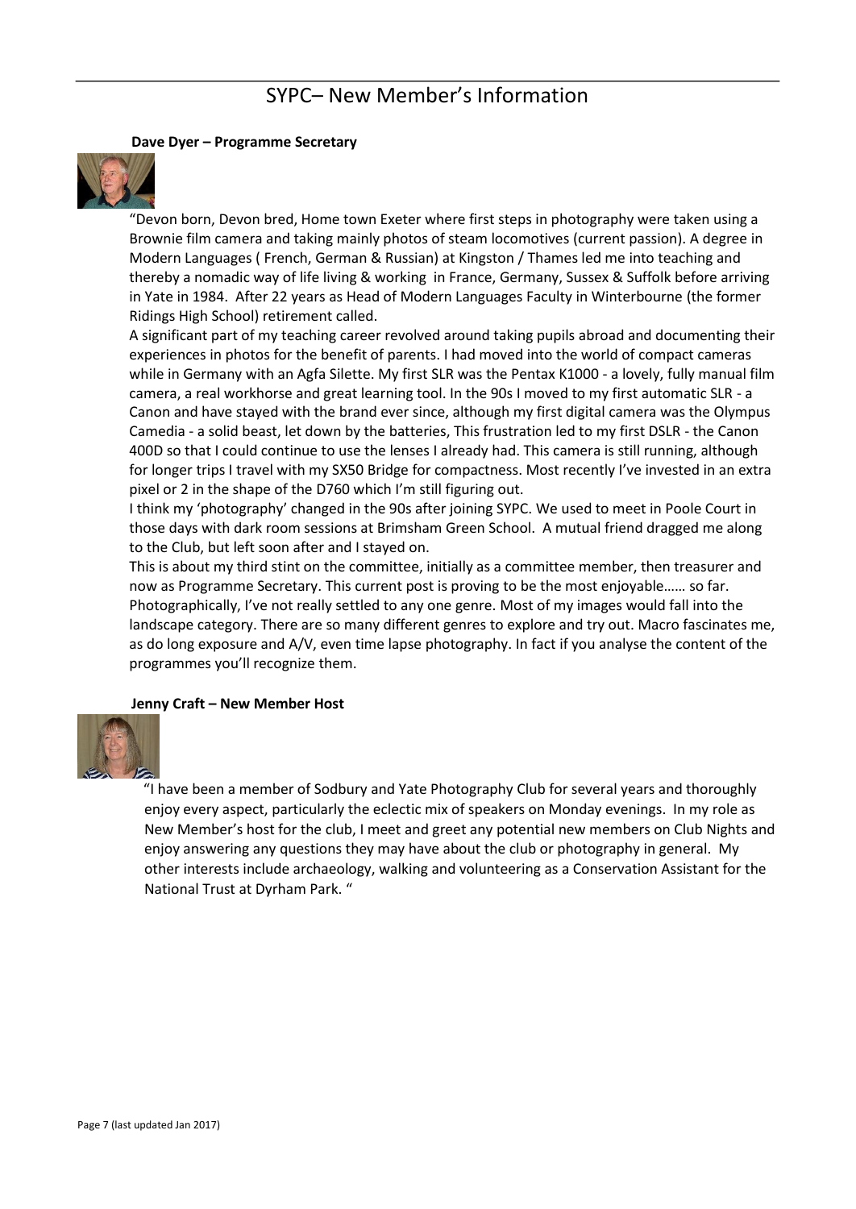# SYPC– New Member's Information

**Dave Dyer – Programme Secretary**

"Devon born, Devon bred, Home town Exeter where first steps in photography were taken using a Brownie film camera and taking mainly photos of steam locomotives (current passion). A degree in Modern Languages ( French, German & Russian) at Kingston / Thames led me into teaching and thereby a nomadic way of life living & working in France, Germany, Sussex & Suffolk before arriving in Yate in 1984. After 22 years as Head of Modern Languages Faculty in Winterbourne (the former Ridings High School) retirement called.

A significant part of my teaching career revolved around taking pupils abroad and documenting their experiences in photos for the benefit of parents. I had moved into the world of compact cameras while in Germany with an Agfa Silette. My first SLR was the Pentax K1000 - a lovely, fully manual film camera, a real workhorse and great learning tool. In the 90s I moved to my first automatic SLR - a Canon and have stayed with the brand ever since, although my first digital camera was the Olympus Camedia - a solid beast, let down by the batteries, This frustration led to my first DSLR - the Canon 400D so that I could continue to use the lenses I already had. This camera is still running, although for longer trips I travel with my SX50 Bridge for compactness. Most recently I've invested in an extra pixel or 2 in the shape of the D760 which I'm still figuring out.

I think my 'photography' changed in the 90s after joining SYPC. We used to meet in Poole Court in those days with dark room sessions at Brimsham Green School. A mutual friend dragged me along to the Club, but left soon after and I stayed on.

This is about my third stint on the committee, initially as a committee member, then treasurer and now as Programme Secretary. This current post is proving to be the most enjoyable…… so far.

Photographically, I've not really settled to any one genre. Most of my images would fall into the landscape category. There are so many different genres to explore and try out. Macro fascinates me, as do long exposure and A/V, even time lapse photography. In fact if you analyse the content of the programmes you'll recognize them.

**Jenny Craft – New Member Host**

"I have been a member of Sodbury and Yate Photography Club for several years and thoroughly enjoy every aspect, particularly the eclectic mix of speakers on Monday evenings. In my role as New Member's host for the club, I meet and greet any potential new members on Club Nights and enjoy answering any questions they may have about the club or photography in general. My other interests include archaeology, walking and volunteering as a Conservation Assistant for the National Trust at Dyrham Park. "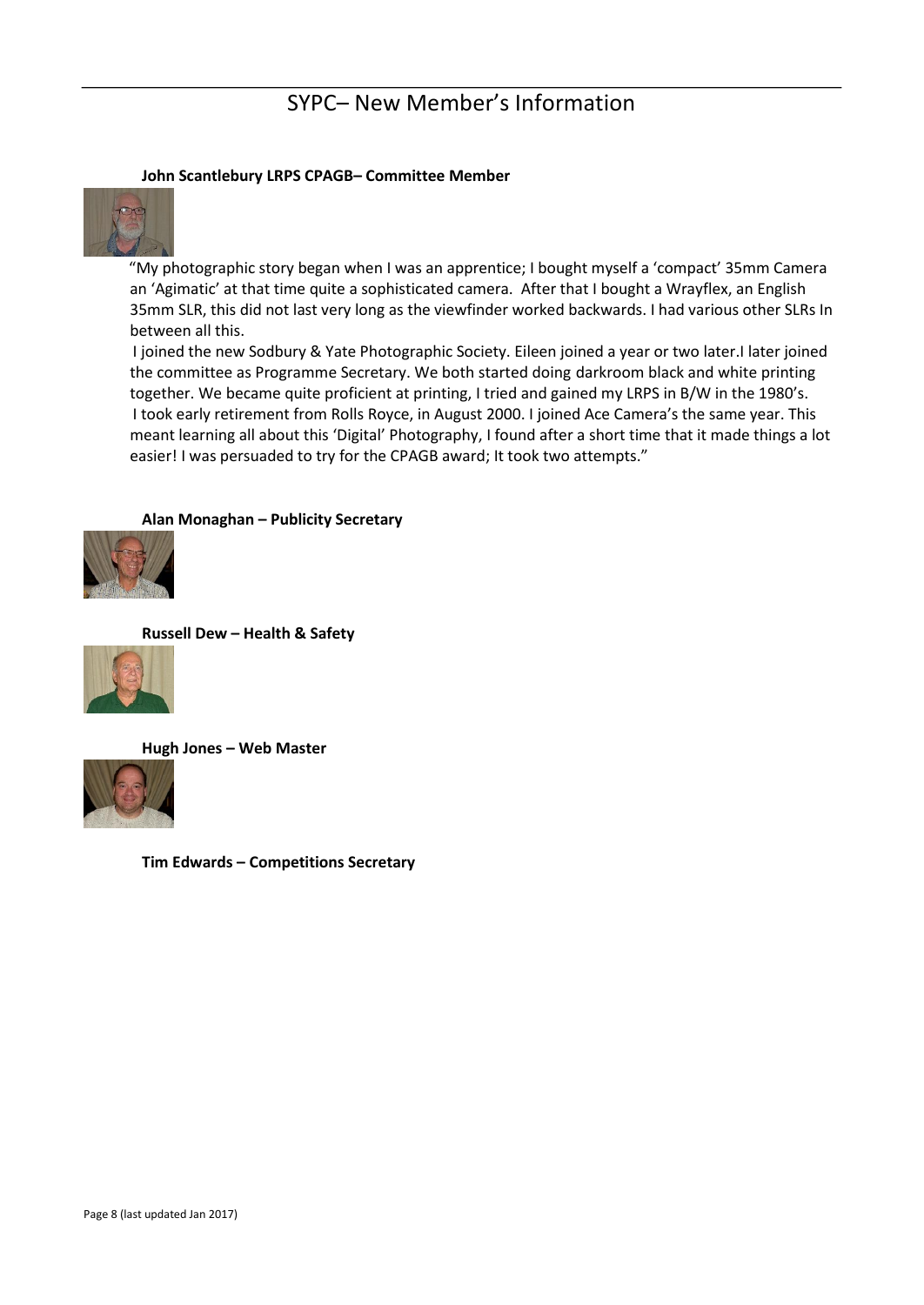# SYPC– New Member's Information

**John Scantlebury LRPS CPAGB– Committee Member**

"My photographic story began when I was an apprentice; I bought myself a 'compact' 35mm Camera an 'Agimatic' at that time quite a sophisticated camera. After that I bought a Wrayflex, an English 35mm SLR, this did not last very long as the viewfinder worked backwards. I had various other SLRs In between all this.

I joined the new Sodbury & Yate Photographic Society. Eileen joined a year or two later.I later joined the committee as Programme Secretary. We both started doing darkroom black and white printing together. We became quite proficient at printing, I tried and gained my LRPS in B/W in the 1980's.

I took early retirement from Rolls Royce, in August 2000. I joined Ace Camera's the same year. This meant learning all about this 'Digital' Photography, I found after a short time that it made things a lot easier! I was persuaded to try for the CPAGB award; It took two attempts."

**Alan Monaghan – Publicity Secretary**

**Russell Dew – Health & Safety**

**Hugh Jones – Web Master**

**Tim Edwards – Competitions Secretary**